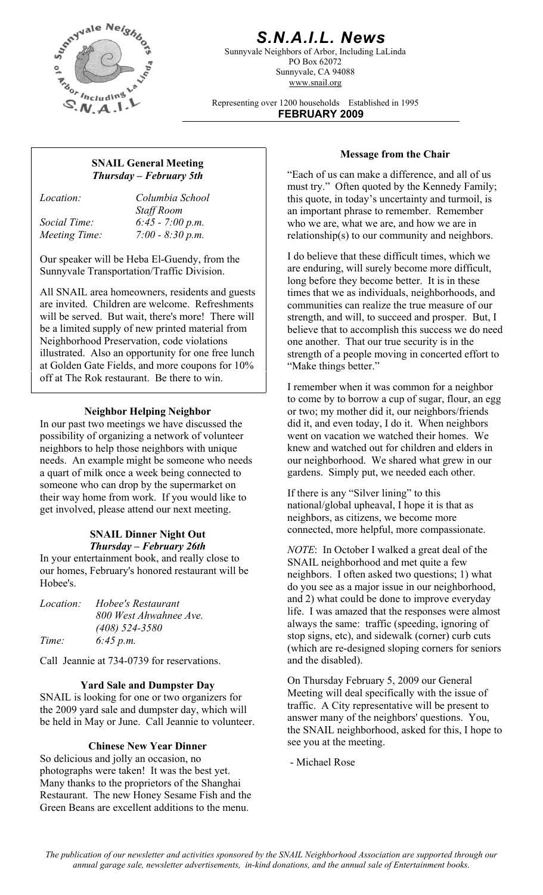# S.N.A.I.L. News

Sunnyvale Neighbors of Arbor, Including LaLinda
PO Box 62072
Sunnyvale, CA 94088
www.snail.org

Representing over 1200 households Established in 1995

**FEBRUARY 2009**

## SNAIL General Meeting

***Thursday – February 5th***

| | |
|---|---|
| *Location:* | *Columbia School Staff Room* |
| *Social Time:* | *6:45 - 7:00 p.m.* |
| *Meeting Time:* | *7:00 - 8:30 p.m.* |

Our speaker will be Heba El-Guendy, from the Sunnyvale Transportation/Traffic Division.

All SNAIL area homeowners, residents and guests are invited. Children are welcome. Refreshments will be served. But wait, there's more! There will be a limited supply of new printed material from Neighborhood Preservation, code violations illustrated. Also an opportunity for one free lunch at Golden Gate Fields, and more coupons for 10% off at The Rok restaurant. Be there to win.

## Neighbor Helping Neighbor

In our past two meetings we have discussed the possibility of organizing a network of volunteer neighbors to help those neighbors with unique needs. An example might be someone who needs a quart of milk once a week being connected to someone who can drop by the supermarket on their way home from work. If you would like to get involved, please attend our next meeting.

## SNAIL Dinner Night Out

***Thursday – February 26th***

In your entertainment book, and really close to our homes, February's honored restaurant will be Hobee's.

| | |
|---|---|
| *Location:* | *Hobee's Restaurant 800 West Ahwahnee Ave. (408) 524-3580* |
| *Time:* | *6:45 p.m.* |

Call Jeannie at 734-0739 for reservations.

## Yard Sale and Dumpster Day

SNAIL is looking for one or two organizers for the 2009 yard sale and dumpster day, which will be held in May or June. Call Jeannie to volunteer.

## Chinese New Year Dinner

So delicious and jolly an occasion, no photographs were taken! It was the best yet. Many thanks to the proprietors of the Shanghai Restaurant. The new Honey Sesame Fish and the Green Beans are excellent additions to the menu.

## Message from the Chair

"Each of us can make a difference, and all of us must try." Often quoted by the Kennedy Family; this quote, in today's uncertainty and turmoil, is an important phrase to remember. Remember who we are, what we are, and how we are in relationship(s) to our community and neighbors.

I do believe that these difficult times, which we are enduring, will surely become more difficult, long before they become better. It is in these times that we as individuals, neighborhoods, and communities can realize the true measure of our strength, and will, to succeed and prosper. But, I believe that to accomplish this success we do need one another. That our true security is in the strength of a people moving in concerted effort to "Make things better."

I remember when it was common for a neighbor to come by to borrow a cup of sugar, flour, an egg or two; my mother did it, our neighbors/friends did it, and even today, I do it. When neighbors went on vacation we watched their homes. We knew and watched out for children and elders in our neighborhood. We shared what grew in our gardens. Simply put, we needed each other.

If there is any "Silver lining" to this national/global upheaval, I hope it is that as neighbors, as citizens, we become more connected, more helpful, more compassionate.

*NOTE*: In October I walked a great deal of the SNAIL neighborhood and met quite a few neighbors. I often asked two questions; 1) what do you see as a major issue in our neighborhood, and 2) what could be done to improve everyday life. I was amazed that the responses were almost always the same: traffic (speeding, ignoring of stop signs, etc), and sidewalk (corner) curb cuts (which are re-designed sloping corners for seniors and the disabled).

On Thursday February 5, 2009 our General Meeting will deal specifically with the issue of traffic. A City representative will be present to answer many of the neighbors' questions. You, the SNAIL neighborhood, asked for this, I hope to see you at the meeting.

- Michael Rose

*The publication of our newsletter and activities sponsored by the SNAIL Neighborhood Association are supported through our annual garage sale, newsletter advertisements, in-kind donations, and the annual sale of Entertainment books.*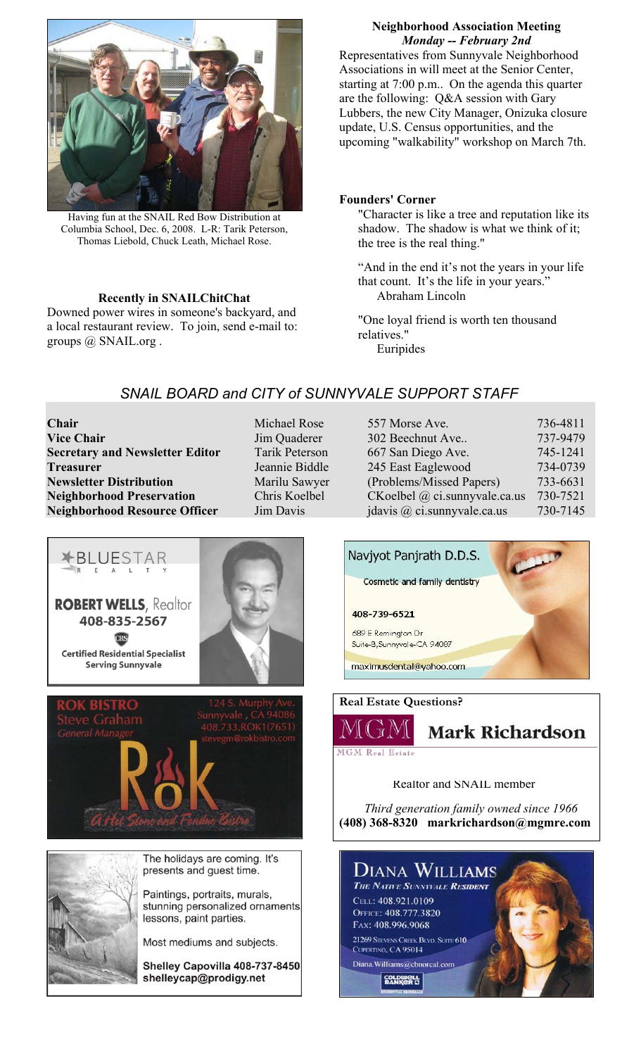Having fun at the SNAIL Red Bow Distribution at Columbia School, Dec. 6, 2008. L-R: Tarik Peterson, Thomas Liebold, Chuck Leath, Michael Rose.

### Recently in SNAILChitChat

Downed power wires in someone's backyard, and a local restaurant review. To join, send e-mail to: groups @ SNAIL.org .

### Neighborhood Association Meeting

***Monday -- February 2nd***

Representatives from Sunnyvale Neighborhood Associations in will meet at the Senior Center, starting at 7:00 p.m.. On the agenda this quarter are the following: Q&A session with Gary Lubbers, the new City Manager, Onizuka closure update, U.S. Census opportunities, and the upcoming "walkability" workshop on March 7th.

### Founders' Corner

"Character is like a tree and reputation like its shadow. The shadow is what we think of it; the tree is the real thing."

"And in the end it's not the years in your life that count. It's the life in your years."
Abraham Lincoln

"One loyal friend is worth ten thousand relatives."
Euripides

## *SNAIL BOARD and CITY of SUNNYVALE SUPPORT STAFF*

| | | | |
|---|---|---|---|
| **Chair** | Michael Rose | 557 Morse Ave. | 736-4811 |
| **Vice Chair** | Jim Quaderer | 302 Beechnut Ave.. | 737-9479 |
| **Secretary and Newsletter Editor** | Tarik Peterson | 667 San Diego Ave. | 745-1241 |
| **Treasurer** | Jeannie Biddle | 245 East Eaglewood | 734-0739 |
| **Newsletter Distribution** | Marilu Sawyer | (Problems/Missed Papers) | 733-6631 |
| **Neighborhood Preservation** | Chris Koelbel | CKoelbel @ ci.sunnyvale.ca.us | 730-7521 |
| **Neighborhood Resource Officer** | Jim Davis | jdavis @ ci.sunnyvale.ca.us | 730-7145 |

BLUESTAR REALTY

**ROBERT WELLS**, Realtor
**408-835-2567**
CRS
**Certified Residential Specialist**
**Serving Sunnyvale**

Navjyot Panjrath D.D.S.
Cosmetic and family dentistry
**408-739-6521**
689 E Remington Dr
Suite-B,Sunnyvale-CA 94087
maximusdental@yahoo.com

**ROK BISTRO**
Steve Graham
*General Manager*
124 S. Murphy Ave.
Sunnyvale , CA 94086
408.733.ROK1(7651)
stevegm@rokbistro.com
Rok
*A Hot Stone and Fondue Bistro*

**Real Estate Questions?**

MGM **Mark Richardson**
MGM Real Estate

Realtor and SNAIL member

*Third generation family owned since 1966*
**(408) 368-8320 markrichardson@mgmre.com**

The holidays are coming. It's presents and guest time.

Paintings, portraits, murals, stunning personalized ornaments lessons, paint parties.

Most mediums and subjects.

**Shelley Capovilla 408-737-8450**
**shelleycap@prodigy.net**

DIANA WILLIAMS
*THE NATIVE SUNNYVALE RESIDENT*
CELL: 408.921.0109
OFFICE: 408.777.3820
FAX: 408.996.9068
21269 STEVENS CREEK BLVD. SUITE 610
CUPERTINO, CA 95014
Diana.Williams@cbnorcal.com
COLDWELL BANKER